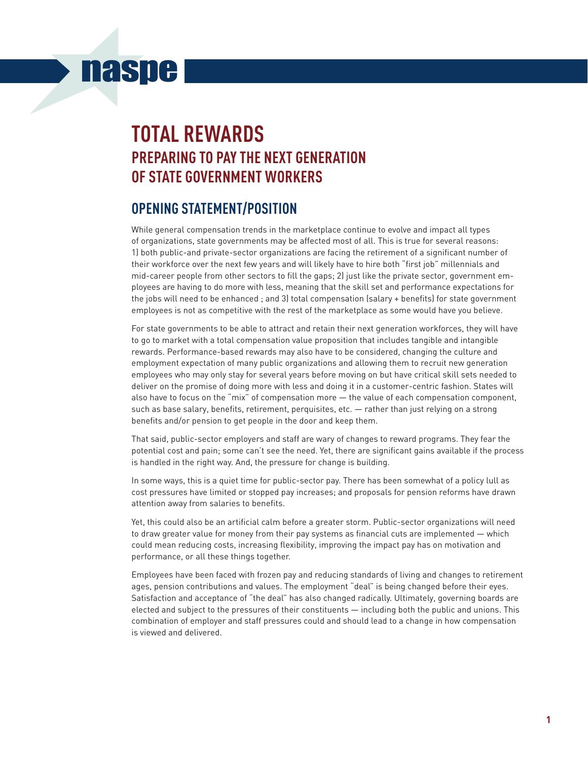# TOTAL REWARDS

## PREPARING TO PAY THE NEXT GENERATION OF STATE GOVERNMENT WORKERS

## OPENING STATEMENT/POSITION

While general compensation trends in the marketplace continue to evolve and impact all types of organizations, state governments may be affected most of all. This is true for several reasons: 1) both public-and private-sector organizations are facing the retirement of a significant number of their workforce over the next few years and will likely have to hire both "first job" millennials and mid-career people from other sectors to fill the gaps; 2) just like the private sector, government employees are having to do more with less, meaning that the skill set and performance expectations for the jobs will need to be enhanced ; and 3) total compensation (salary + benefits) for state government employees is not as competitive with the rest of the marketplace as some would have you believe.

For state governments to be able to attract and retain their next generation workforces, they will have to go to market with a total compensation value proposition that includes tangible and intangible rewards. Performance-based rewards may also have to be considered, changing the culture and employment expectation of many public organizations and allowing them to recruit new generation employees who may only stay for several years before moving on but have critical skill sets needed to deliver on the promise of doing more with less and doing it in a customer-centric fashion. States will also have to focus on the "mix" of compensation more — the value of each compensation component, such as base salary, benefits, retirement, perquisites, etc. — rather than just relying on a strong benefits and/or pension to get people in the door and keep them.

That said, public-sector employers and staff are wary of changes to reward programs. They fear the potential cost and pain; some can't see the need. Yet, there are significant gains available if the process is handled in the right way. And, the pressure for change is building.

In some ways, this is a quiet time for public-sector pay. There has been somewhat of a policy lull as cost pressures have limited or stopped pay increases; and proposals for pension reforms have drawn attention away from salaries to benefits.

Yet, this could also be an artificial calm before a greater storm. Public-sector organizations will need to draw greater value for money from their pay systems as financial cuts are implemented — which could mean reducing costs, increasing flexibility, improving the impact pay has on motivation and performance, or all these things together.

Employees have been faced with frozen pay and reducing standards of living and changes to retirement ages, pension contributions and values. The employment "deal" is being changed before their eyes. Satisfaction and acceptance of "the deal" has also changed radically. Ultimately, governing boards are elected and subject to the pressures of their constituents — including both the public and unions. This combination of employer and staff pressures could and should lead to a change in how compensation is viewed and delivered.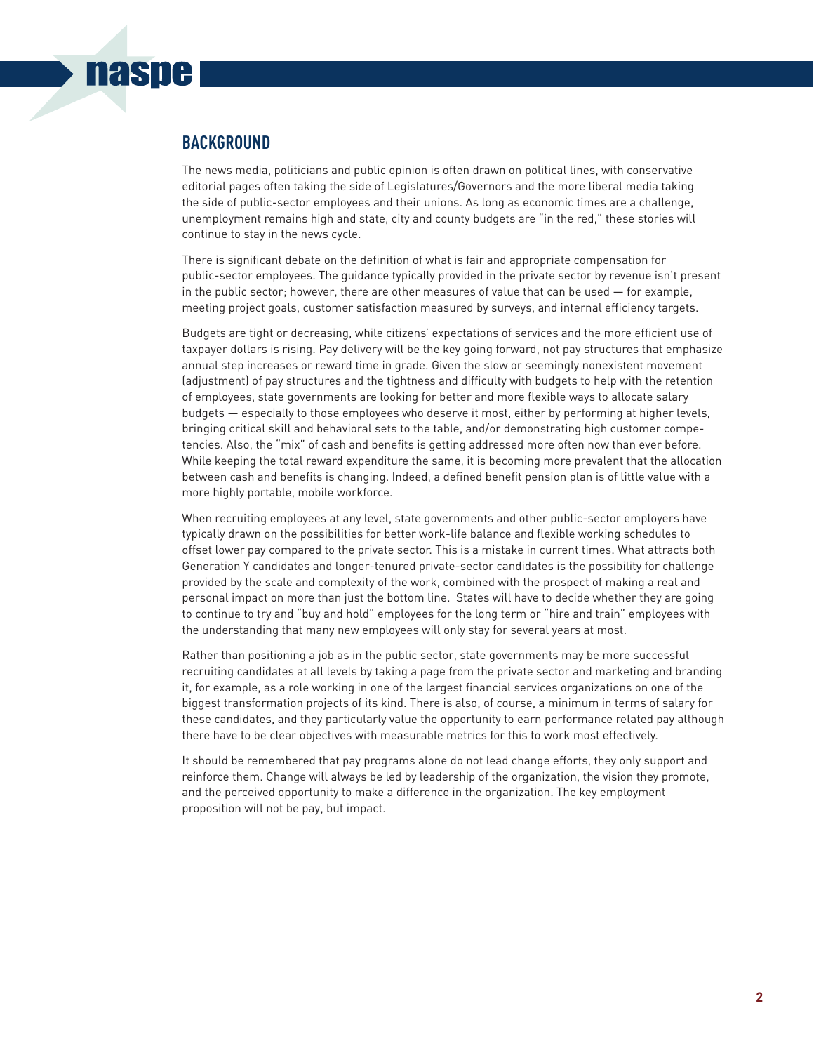## BACKGROUND

The news media, politicians and public opinion is often drawn on political lines, with conservative editorial pages often taking the side of Legislatures/Governors and the more liberal media taking the side of public-sector employees and their unions. As long as economic times are a challenge, unemployment remains high and state, city and county budgets are "in the red," these stories will continue to stay in the news cycle.

There is significant debate on the definition of what is fair and appropriate compensation for public-sector employees. The guidance typically provided in the private sector by revenue isn't present in the public sector; however, there are other measures of value that can be used — for example, meeting project goals, customer satisfaction measured by surveys, and internal efficiency targets.

Budgets are tight or decreasing, while citizens' expectations of services and the more efficient use of taxpayer dollars is rising. Pay delivery will be the key going forward, not pay structures that emphasize annual step increases or reward time in grade. Given the slow or seemingly nonexistent movement (adjustment) of pay structures and the tightness and difficulty with budgets to help with the retention of employees, state governments are looking for better and more flexible ways to allocate salary budgets — especially to those employees who deserve it most, either by performing at higher levels, bringing critical skill and behavioral sets to the table, and/or demonstrating high customer competencies. Also, the "mix" of cash and benefits is getting addressed more often now than ever before. While keeping the total reward expenditure the same, it is becoming more prevalent that the allocation between cash and benefits is changing. Indeed, a defined benefit pension plan is of little value with a more highly portable, mobile workforce.

When recruiting employees at any level, state governments and other public-sector employers have typically drawn on the possibilities for better work-life balance and flexible working schedules to offset lower pay compared to the private sector. This is a mistake in current times. What attracts both Generation Y candidates and longer-tenured private-sector candidates is the possibility for challenge provided by the scale and complexity of the work, combined with the prospect of making a real and personal impact on more than just the bottom line. States will have to decide whether they are going to continue to try and "buy and hold" employees for the long term or "hire and train" employees with the understanding that many new employees will only stay for several years at most.

Rather than positioning a job as in the public sector, state governments may be more successful recruiting candidates at all levels by taking a page from the private sector and marketing and branding it, for example, as a role working in one of the largest financial services organizations on one of the biggest transformation projects of its kind. There is also, of course, a minimum in terms of salary for these candidates, and they particularly value the opportunity to earn performance related pay although there have to be clear objectives with measurable metrics for this to work most effectively.

It should be remembered that pay programs alone do not lead change efforts, they only support and reinforce them. Change will always be led by leadership of the organization, the vision they promote, and the perceived opportunity to make a difference in the organization. The key employment proposition will not be pay, but impact.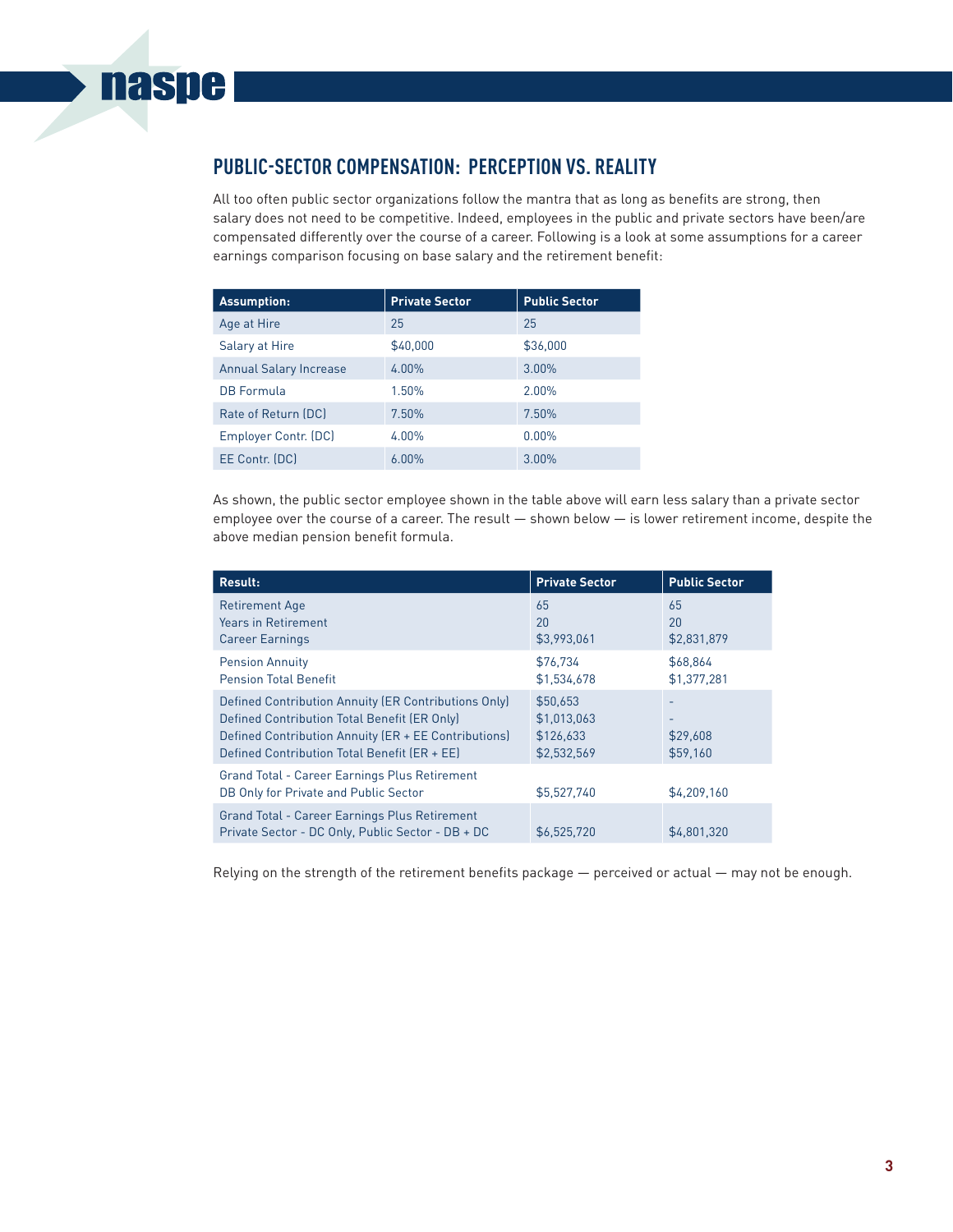## PUBLIC-SECTOR COMPENSATION: PERCEPTION VS. REALITY

All too often public sector organizations follow the mantra that as long as benefits are strong, then salary does not need to be competitive. Indeed, employees in the public and private sectors have been/are compensated differently over the course of a career. Following is a look at some assumptions for a career earnings comparison focusing on base salary and the retirement benefit:

| Assumption: | Private Sector | Public Sector |
|---|---|---|
| Age at Hire | 25 | 25 |
| Salary at Hire | $40,000 | $36,000 |
| Annual Salary Increase | 4.00% | 3.00% |
| DB Formula | 1.50% | 2.00% |
| Rate of Return (DC) | 7.50% | 7.50% |
| Employer Contr. (DC) | 4.00% | 0.00% |
| EE Contr. (DC) | 6.00% | 3.00% |

As shown, the public sector employee shown in the table above will earn less salary than a private sector employee over the course of a career. The result — shown below — is lower retirement income, despite the above median pension benefit formula.

| Result: | Private Sector | Public Sector |
|---|---|---|
| Retirement Age | 65 | 65 |
| Years in Retirement | 20 | 20 |
| Career Earnings | $3,993,061 | $2,831,879 |
| Pension Annuity | $76,734 | $68,864 |
| Pension Total Benefit | $1,534,678 | $1,377,281 |
| Defined Contribution Annuity (ER Contributions Only) | $50,653 | - |
| Defined Contribution Total Benefit (ER Only) | $1,013,063 | - |
| Defined Contribution Annuity (ER + EE Contributions) | $126,633 | $29,608 |
| Defined Contribution Total Benefit (ER + EE) | $2,532,569 | $59,160 |
| Grand Total - Career Earnings Plus Retirement DB Only for Private and Public Sector | $5,527,740 | $4,209,160 |
| Grand Total - Career Earnings Plus Retirement Private Sector - DC Only, Public Sector - DB + DC | $6,525,720 | $4,801,320 |

Relying on the strength of the retirement benefits package — perceived or actual — may not be enough.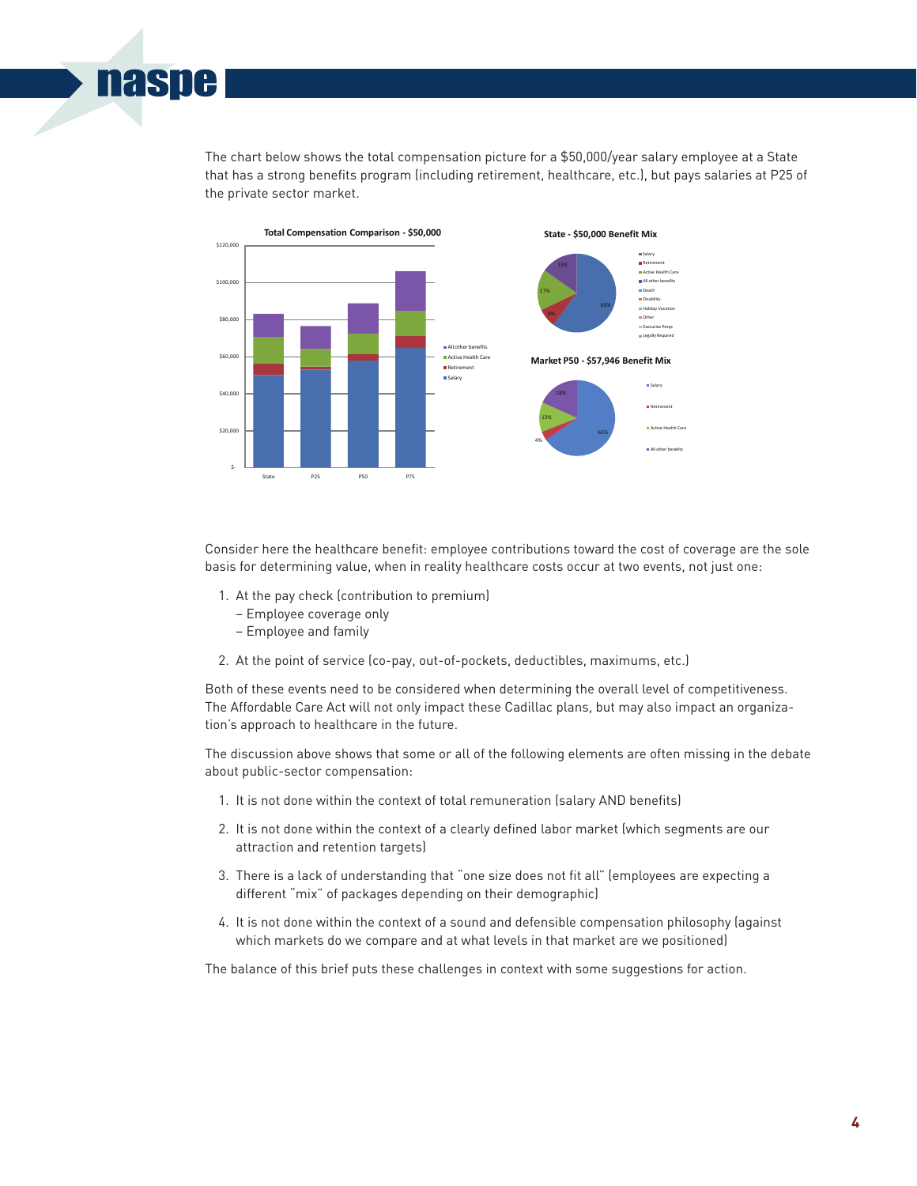The chart below shows the total compensation picture for a $50,000/year salary employee at a State that has a strong benefits program (including retirement, healthcare, etc.), but pays salaries at P25 of the private sector market.

Consider here the healthcare benefit: employee contributions toward the cost of coverage are the sole basis for determining value, when in reality healthcare costs occur at two events, not just one:

1. At the pay check (contribution to premium)
   - Employee coverage only
   - Employee and family
2. At the point of service (co-pay, out-of-pockets, deductibles, maximums, etc.)

Both of these events need to be considered when determining the overall level of competitiveness. The Affordable Care Act will not only impact these Cadillac plans, but may also impact an organization's approach to healthcare in the future.

The discussion above shows that some or all of the following elements are often missing in the debate about public-sector compensation:

1. It is not done within the context of total remuneration (salary AND benefits)
2. It is not done within the context of a clearly defined labor market (which segments are our attraction and retention targets)
3. There is a lack of understanding that "one size does not fit all" (employees are expecting a different "mix" of packages depending on their demographic)
4. It is not done within the context of a sound and defensible compensation philosophy (against which markets do we compare and at what levels in that market are we positioned)

The balance of this brief puts these challenges in context with some suggestions for action.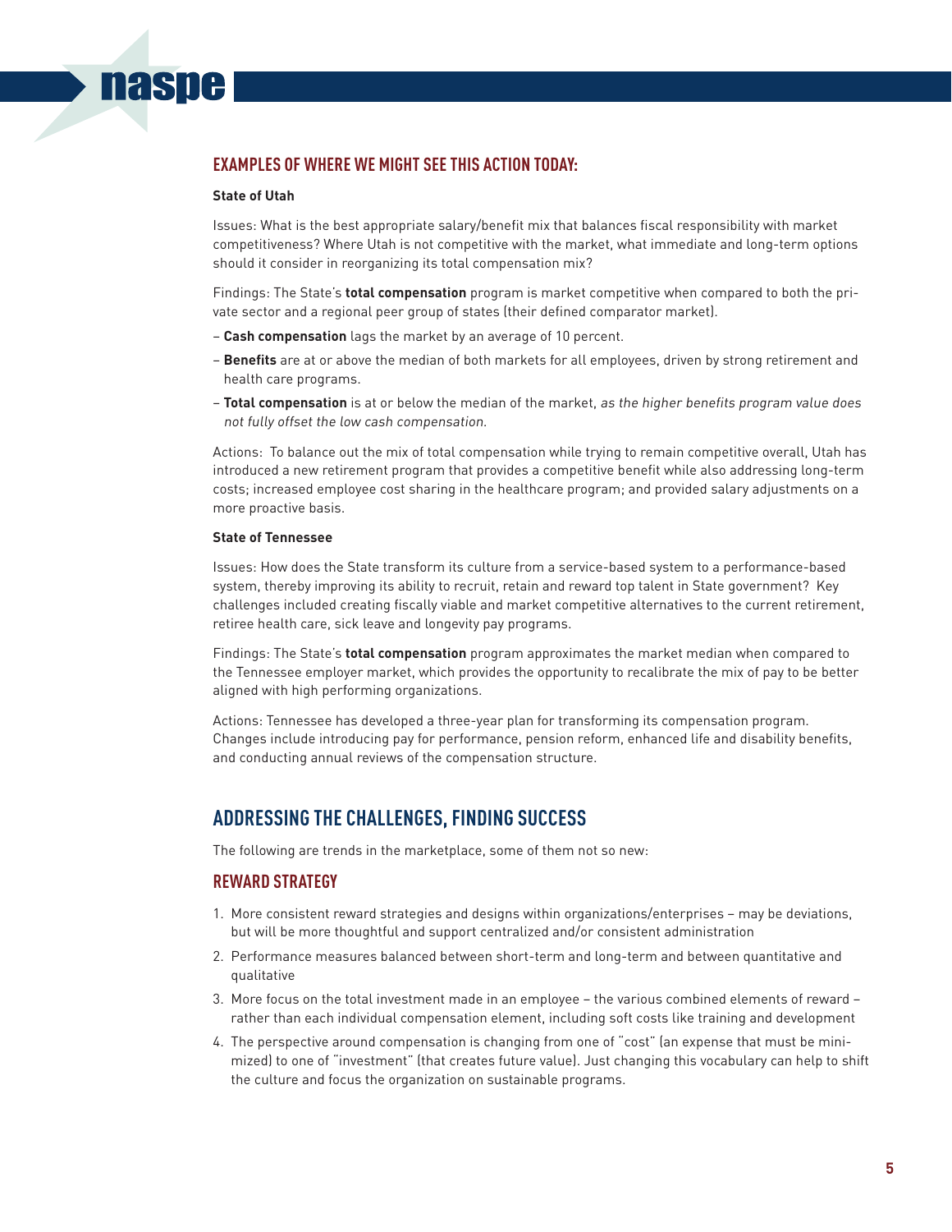## EXAMPLES OF WHERE WE MIGHT SEE THIS ACTION TODAY:

**State of Utah**

Issues: What is the best appropriate salary/benefit mix that balances fiscal responsibility with market competitiveness? Where Utah is not competitive with the market, what immediate and long-term options should it consider in reorganizing its total compensation mix?

Findings: The State's **total compensation** program is market competitive when compared to both the private sector and a regional peer group of states (their defined comparator market).

- **Cash compensation** lags the market by an average of 10 percent.
- **Benefits** are at or above the median of both markets for all employees, driven by strong retirement and health care programs.
- **Total compensation** is at or below the median of the market, *as the higher benefits program value does not fully offset the low cash compensation.*

Actions: To balance out the mix of total compensation while trying to remain competitive overall, Utah has introduced a new retirement program that provides a competitive benefit while also addressing long-term costs; increased employee cost sharing in the healthcare program; and provided salary adjustments on a more proactive basis.

**State of Tennessee**

Issues: How does the State transform its culture from a service-based system to a performance-based system, thereby improving its ability to recruit, retain and reward top talent in State government? Key challenges included creating fiscally viable and market competitive alternatives to the current retirement, retiree health care, sick leave and longevity pay programs.

Findings: The State's **total compensation** program approximates the market median when compared to the Tennessee employer market, which provides the opportunity to recalibrate the mix of pay to be better aligned with high performing organizations.

Actions: Tennessee has developed a three-year plan for transforming its compensation program. Changes include introducing pay for performance, pension reform, enhanced life and disability benefits, and conducting annual reviews of the compensation structure.

## ADDRESSING THE CHALLENGES, FINDING SUCCESS

The following are trends in the marketplace, some of them not so new:

### REWARD STRATEGY

1. More consistent reward strategies and designs within organizations/enterprises – may be deviations, but will be more thoughtful and support centralized and/or consistent administration
2. Performance measures balanced between short-term and long-term and between quantitative and qualitative
3. More focus on the total investment made in an employee – the various combined elements of reward – rather than each individual compensation element, including soft costs like training and development
4. The perspective around compensation is changing from one of "cost" (an expense that must be minimized) to one of "investment" (that creates future value). Just changing this vocabulary can help to shift the culture and focus the organization on sustainable programs.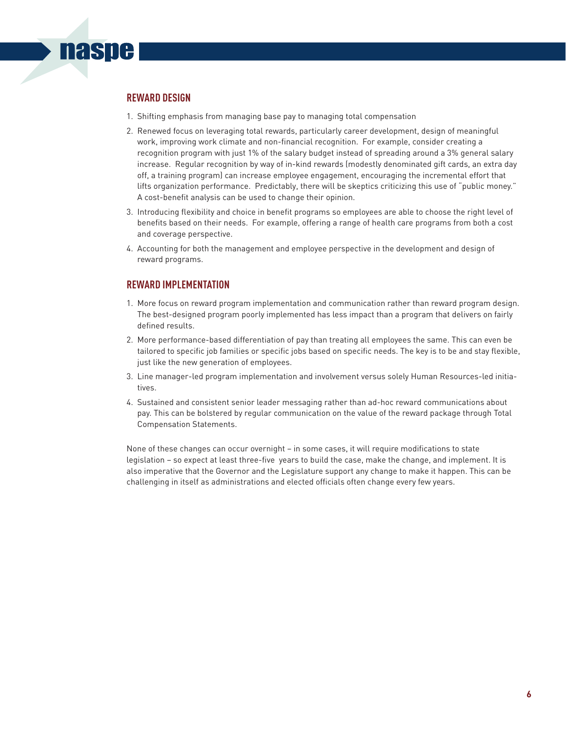## REWARD DESIGN

1. Shifting emphasis from managing base pay to managing total compensation
2. Renewed focus on leveraging total rewards, particularly career development, design of meaningful work, improving work climate and non-financial recognition. For example, consider creating a recognition program with just 1% of the salary budget instead of spreading around a 3% general salary increase. Regular recognition by way of in-kind rewards (modestly denominated gift cards, an extra day off, a training program) can increase employee engagement, encouraging the incremental effort that lifts organization performance. Predictably, there will be skeptics criticizing this use of "public money." A cost-benefit analysis can be used to change their opinion.
3. Introducing flexibility and choice in benefit programs so employees are able to choose the right level of benefits based on their needs. For example, offering a range of health care programs from both a cost and coverage perspective.
4. Accounting for both the management and employee perspective in the development and design of reward programs.

## REWARD IMPLEMENTATION

1. More focus on reward program implementation and communication rather than reward program design. The best-designed program poorly implemented has less impact than a program that delivers on fairly defined results.
2. More performance-based differentiation of pay than treating all employees the same. This can even be tailored to specific job families or specific jobs based on specific needs. The key is to be and stay flexible, just like the new generation of employees.
3. Line manager-led program implementation and involvement versus solely Human Resources-led initiatives.
4. Sustained and consistent senior leader messaging rather than ad-hoc reward communications about pay. This can be bolstered by regular communication on the value of the reward package through Total Compensation Statements.

None of these changes can occur overnight – in some cases, it will require modifications to state legislation – so expect at least three-five years to build the case, make the change, and implement. It is also imperative that the Governor and the Legislature support any change to make it happen. This can be challenging in itself as administrations and elected officials often change every few years.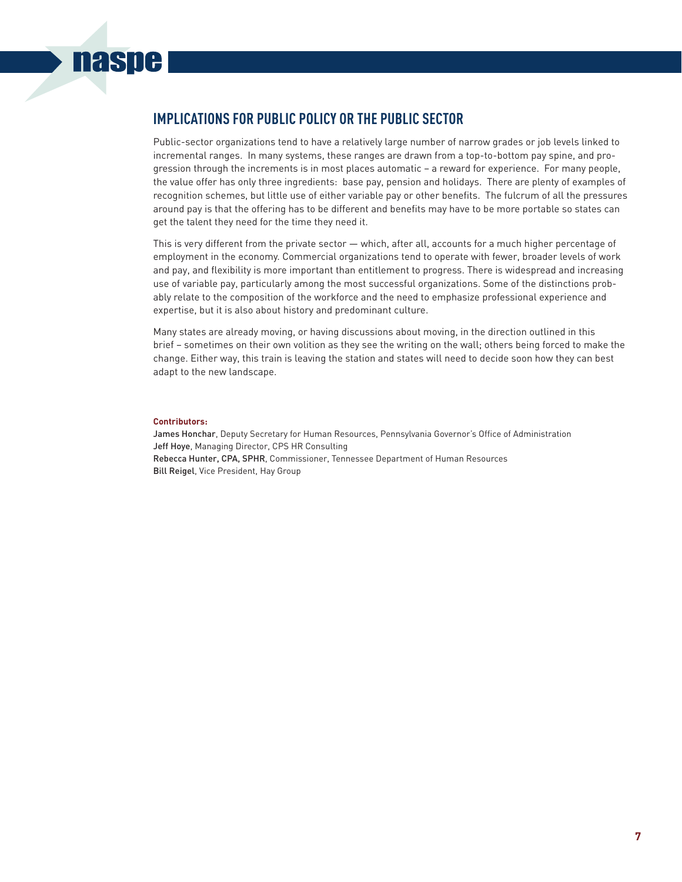## IMPLICATIONS FOR PUBLIC POLICY OR THE PUBLIC SECTOR

Public-sector organizations tend to have a relatively large number of narrow grades or job levels linked to incremental ranges. In many systems, these ranges are drawn from a top-to-bottom pay spine, and progression through the increments is in most places automatic – a reward for experience. For many people, the value offer has only three ingredients: base pay, pension and holidays. There are plenty of examples of recognition schemes, but little use of either variable pay or other benefits. The fulcrum of all the pressures around pay is that the offering has to be different and benefits may have to be more portable so states can get the talent they need for the time they need it.

This is very different from the private sector — which, after all, accounts for a much higher percentage of employment in the economy. Commercial organizations tend to operate with fewer, broader levels of work and pay, and flexibility is more important than entitlement to progress. There is widespread and increasing use of variable pay, particularly among the most successful organizations. Some of the distinctions probably relate to the composition of the workforce and the need to emphasize professional experience and expertise, but it is also about history and predominant culture.

Many states are already moving, or having discussions about moving, in the direction outlined in this brief – sometimes on their own volition as they see the writing on the wall; others being forced to make the change. Either way, this train is leaving the station and states will need to decide soon how they can best adapt to the new landscape.

**Contributors:**

James Honchar, Deputy Secretary for Human Resources, Pennsylvania Governor's Office of Administration
Jeff Hoye, Managing Director, CPS HR Consulting
Rebecca Hunter, CPA, SPHR, Commissioner, Tennessee Department of Human Resources
Bill Reigel, Vice President, Hay Group